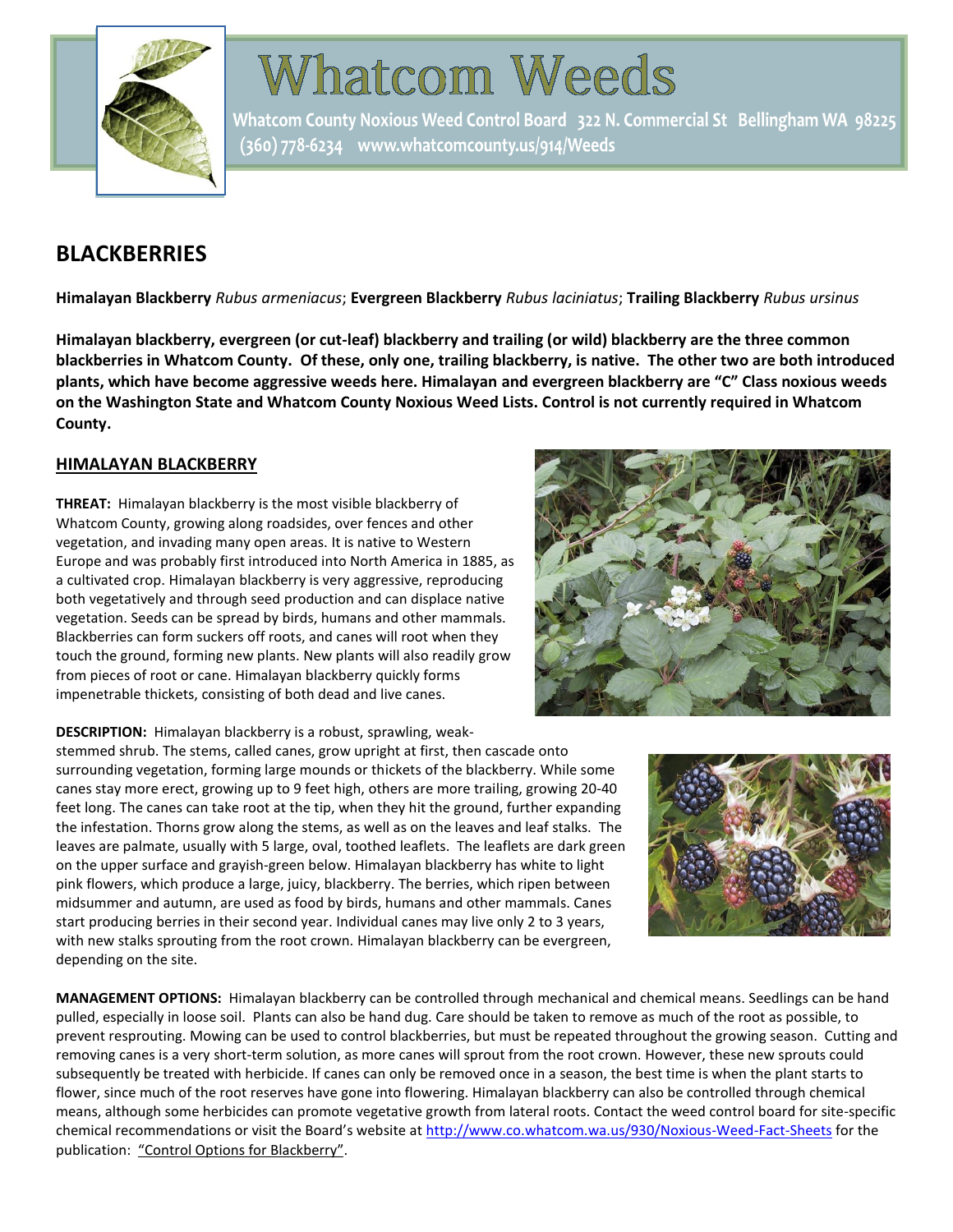# Whatcom Weeds

**Whatcom County Noxious Weed Control Board 322 N. Commercial St Bellingham WA 98225**
**(360) 778-6234 www.whatcomcounty.us/914/Weeds**

## BLACKBERRIES

**Himalayan Blackberry** *Rubus armeniacus*; **Evergreen Blackberry** *Rubus laciniatus*; **Trailing Blackberry** *Rubus ursinus*

**Himalayan blackberry, evergreen (or cut-leaf) blackberry and trailing (or wild) blackberry are the three common blackberries in Whatcom County. Of these, only one, trailing blackberry, is native. The other two are both introduced plants, which have become aggressive weeds here. Himalayan and evergreen blackberry are "C" Class noxious weeds on the Washington State and Whatcom County Noxious Weed Lists. Control is not currently required in Whatcom County.**

### HIMALAYAN BLACKBERRY

**THREAT:** Himalayan blackberry is the most visible blackberry of Whatcom County, growing along roadsides, over fences and other vegetation, and invading many open areas. It is native to Western Europe and was probably first introduced into North America in 1885, as a cultivated crop. Himalayan blackberry is very aggressive, reproducing both vegetatively and through seed production and can displace native vegetation. Seeds can be spread by birds, humans and other mammals. Blackberries can form suckers off roots, and canes will root when they touch the ground, forming new plants. New plants will also readily grow from pieces of root or cane. Himalayan blackberry quickly forms impenetrable thickets, consisting of both dead and live canes.

**DESCRIPTION:** Himalayan blackberry is a robust, sprawling, weak-stemmed shrub. The stems, called canes, grow upright at first, then cascade onto surrounding vegetation, forming large mounds or thickets of the blackberry. While some canes stay more erect, growing up to 9 feet high, others are more trailing, growing 20-40 feet long. The canes can take root at the tip, when they hit the ground, further expanding the infestation. Thorns grow along the stems, as well as on the leaves and leaf stalks. The leaves are palmate, usually with 5 large, oval, toothed leaflets. The leaflets are dark green on the upper surface and grayish-green below. Himalayan blackberry has white to light pink flowers, which produce a large, juicy, blackberry. The berries, which ripen between midsummer and autumn, are used as food by birds, humans and other mammals. Canes start producing berries in their second year. Individual canes may live only 2 to 3 years, with new stalks sprouting from the root crown. Himalayan blackberry can be evergreen, depending on the site.

**MANAGEMENT OPTIONS:** Himalayan blackberry can be controlled through mechanical and chemical means. Seedlings can be hand pulled, especially in loose soil. Plants can also be hand dug. Care should be taken to remove as much of the root as possible, to prevent resprouting. Mowing can be used to control blackberries, but must be repeated throughout the growing season. Cutting and removing canes is a very short-term solution, as more canes will sprout from the root crown. However, these new sprouts could subsequently be treated with herbicide. If canes can only be removed once in a season, the best time is when the plant starts to flower, since much of the root reserves have gone into flowering. Himalayan blackberry can also be controlled through chemical means, although some herbicides can promote vegetative growth from lateral roots. Contact the weed control board for site-specific chemical recommendations or visit the Board's website at http://www.co.whatcom.wa.us/930/Noxious-Weed-Fact-Sheets for the publication: "Control Options for Blackberry".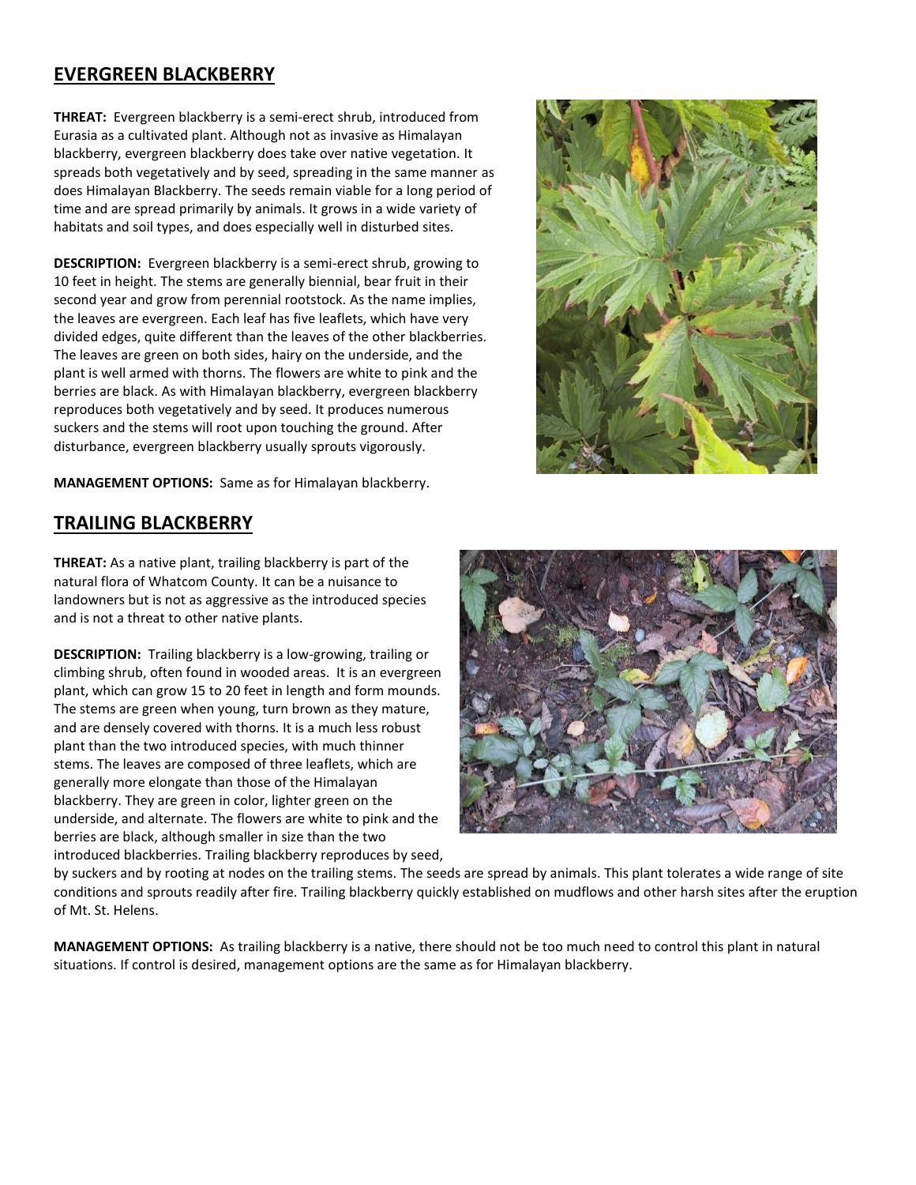## EVERGREEN BLACKBERRY

**THREAT:** Evergreen blackberry is a semi-erect shrub, introduced from Eurasia as a cultivated plant. Although not as invasive as Himalayan blackberry, evergreen blackberry does take over native vegetation. It spreads both vegetatively and by seed, spreading in the same manner as does Himalayan Blackberry. The seeds remain viable for a long period of time and are spread primarily by animals. It grows in a wide variety of habitats and soil types, and does especially well in disturbed sites.

**DESCRIPTION:** Evergreen blackberry is a semi-erect shrub, growing to 10 feet in height. The stems are generally biennial, bear fruit in their second year and grow from perennial rootstock. As the name implies, the leaves are evergreen. Each leaf has five leaflets, which have very divided edges, quite different than the leaves of the other blackberries. The leaves are green on both sides, hairy on the underside, and the plant is well armed with thorns. The flowers are white to pink and the berries are black. As with Himalayan blackberry, evergreen blackberry reproduces both vegetatively and by seed. It produces numerous suckers and the stems will root upon touching the ground. After disturbance, evergreen blackberry usually sprouts vigorously.

**MANAGEMENT OPTIONS:** Same as for Himalayan blackberry.

## TRAILING BLACKBERRY

**THREAT:** As a native plant, trailing blackberry is part of the natural flora of Whatcom County. It can be a nuisance to landowners but is not as aggressive as the introduced species and is not a threat to other native plants.

**DESCRIPTION:** Trailing blackberry is a low-growing, trailing or climbing shrub, often found in wooded areas. It is an evergreen plant, which can grow 15 to 20 feet in length and form mounds. The stems are green when young, turn brown as they mature, and are densely covered with thorns. It is a much less robust plant than the two introduced species, with much thinner stems. The leaves are composed of three leaflets, which are generally more elongate than those of the Himalayan blackberry. They are green in color, lighter green on the underside, and alternate. The flowers are white to pink and the berries are black, although smaller in size than the two introduced blackberries. Trailing blackberry reproduces by seed, by suckers and by rooting at nodes on the trailing stems. The seeds are spread by animals. This plant tolerates a wide range of site conditions and sprouts readily after fire. Trailing blackberry quickly established on mudflows and other harsh sites after the eruption of Mt. St. Helens.

**MANAGEMENT OPTIONS:** As trailing blackberry is a native, there should not be too much need to control this plant in natural situations. If control is desired, management options are the same as for Himalayan blackberry.